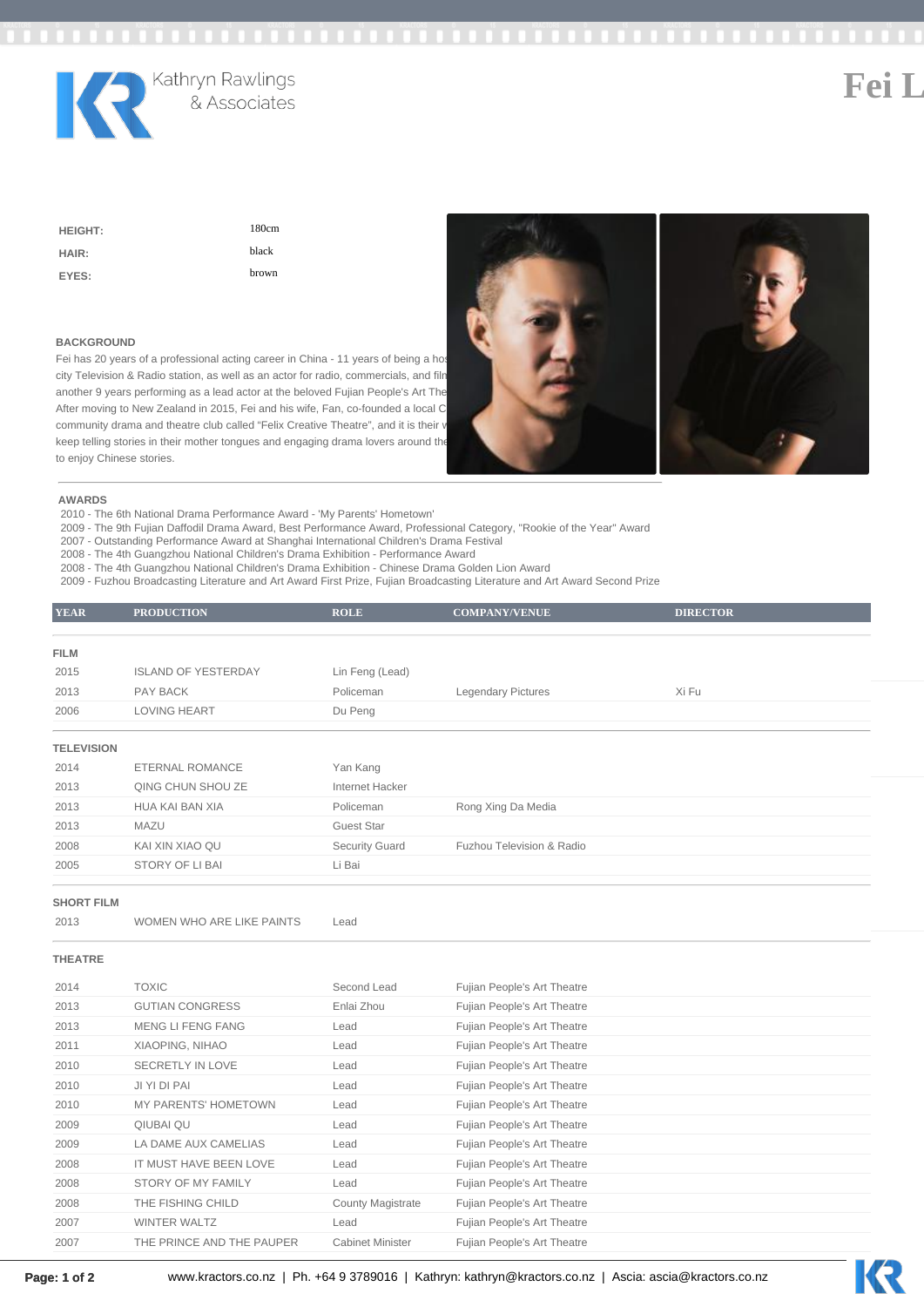Kathryn Rawlings & Associates

# Fei L

| | |
|---|---|
| **HEIGHT:** | 180cm |
| **HAIR:** | black |
| **EYES:** | brown |

## BACKGROUND

Fei has 20 years of a professional acting career in China - 11 years of being a hos city Television & Radio station, as well as an actor for radio, commercials, and filn another 9 years performing as a lead actor at the beloved Fujian People's Art The After moving to New Zealand in 2015, Fei and his wife, Fan, co-founded a local C community drama and theatre club called "Felix Creative Theatre", and it is their w keep telling stories in their mother tongues and engaging drama lovers around the to enjoy Chinese stories.

## AWARDS

- 2010 - The 6th National Drama Performance Award - 'My Parents' Hometown'
- 2009 - The 9th Fujian Daffodil Drama Award, Best Performance Award, Professional Category, "Rookie of the Year" Award
- 2007 - Outstanding Performance Award at Shanghai International Children's Drama Festival
- 2008 - The 4th Guangzhou National Children's Drama Exhibition - Performance Award
- 2008 - The 4th Guangzhou National Children's Drama Exhibition - Chinese Drama Golden Lion Award
- 2009 - Fuzhou Broadcasting Literature and Art Award First Prize, Fujian Broadcasting Literature and Art Award Second Prize

| YEAR | PRODUCTION | ROLE | COMPANY/VENUE | DIRECTOR |
|---|---|---|---|---|
| **FILM** | | | | |
| 2015 | ISLAND OF YESTERDAY | Lin Feng (Lead) | | |
| 2013 | PAY BACK | Policeman | Legendary Pictures | Xi Fu |
| 2006 | LOVING HEART | Du Peng | | |
| **TELEVISION** | | | | |
| 2014 | ETERNAL ROMANCE | Yan Kang | | |
| 2013 | QING CHUN SHOU ZE | Internet Hacker | | |
| 2013 | HUA KAI BAN XIA | Policeman | Rong Xing Da Media | |
| 2013 | MAZU | Guest Star | | |
| 2008 | KAI XIN XIAO QU | Security Guard | Fuzhou Television & Radio | |
| 2005 | STORY OF LI BAI | Li Bai | | |
| **SHORT FILM** | | | | |
| 2013 | WOMEN WHO ARE LIKE PAINTS | Lead | | |
| **THEATRE** | | | | |
| 2014 | TOXIC | Second Lead | Fujian People's Art Theatre | |
| 2013 | GUTIAN CONGRESS | Enlai Zhou | Fujian People's Art Theatre | |
| 2013 | MENG LI FENG FANG | Lead | Fujian People's Art Theatre | |
| 2011 | XIAOPING, NIHAO | Lead | Fujian People's Art Theatre | |
| 2010 | SECRETLY IN LOVE | Lead | Fujian People's Art Theatre | |
| 2010 | JI YI DI PAI | Lead | Fujian People's Art Theatre | |
| 2010 | MY PARENTS' HOMETOWN | Lead | Fujian People's Art Theatre | |
| 2009 | QIUBAI QU | Lead | Fujian People's Art Theatre | |
| 2009 | LA DAME AUX CAMELIAS | Lead | Fujian People's Art Theatre | |
| 2008 | IT MUST HAVE BEEN LOVE | Lead | Fujian People's Art Theatre | |
| 2008 | STORY OF MY FAMILY | Lead | Fujian People's Art Theatre | |
| 2008 | THE FISHING CHILD | County Magistrate | Fujian People's Art Theatre | |
| 2007 | WINTER WALTZ | Lead | Fujian People's Art Theatre | |
| 2007 | THE PRINCE AND THE PAUPER | Cabinet Minister | Fujian People's Art Theatre | |

www.kractors.co.nz | Ph. +64 9 3789016 | Kathryn: kathryn@kractors.co.nz | Ascia: ascia@kractors.co.nz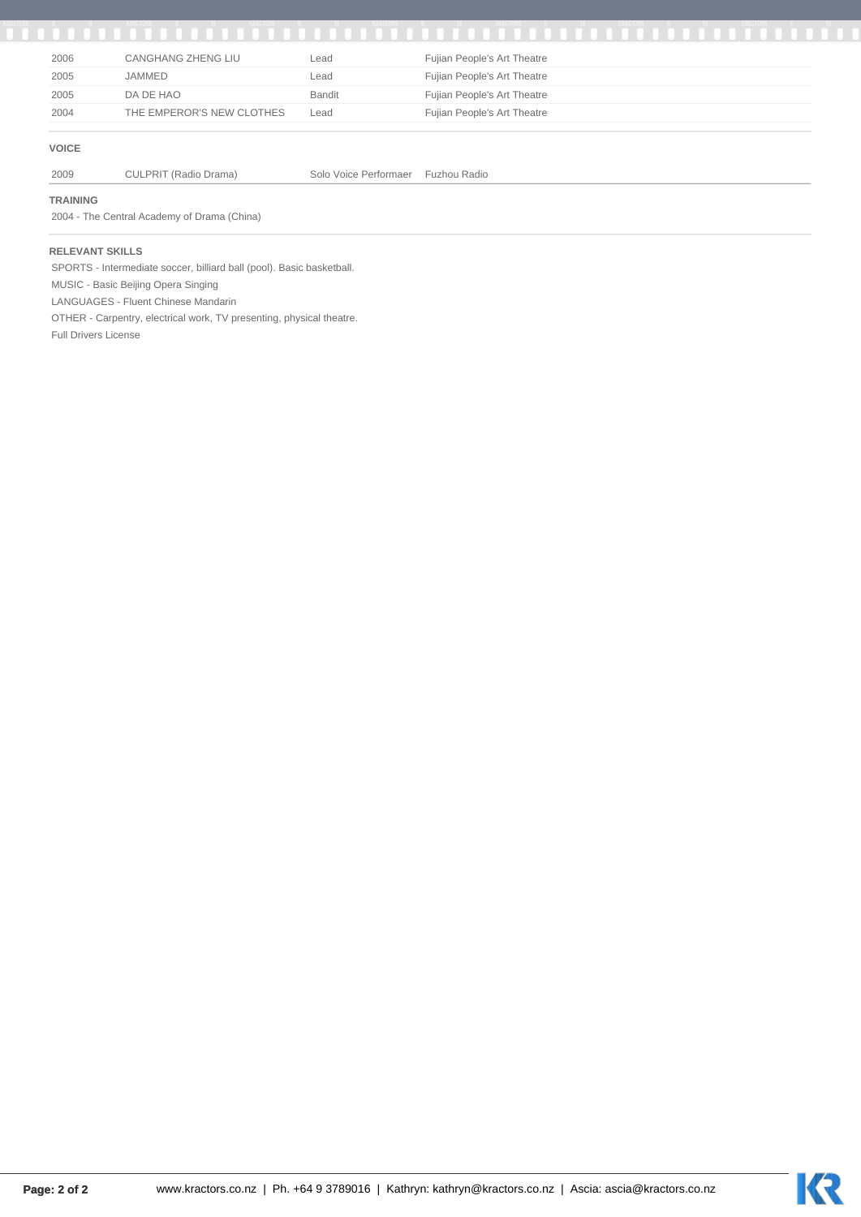| | | | |
|---|---|---|---|
| 2006 | CANGHANG ZHENG LIU | Lead | Fujian People's Art Theatre |
| 2005 | JAMMED | Lead | Fujian People's Art Theatre |
| 2005 | DA DE HAO | Bandit | Fujian People's Art Theatre |
| 2004 | THE EMPEROR'S NEW CLOTHES | Lead | Fujian People's Art Theatre |

### VOICE

| | | | |
|---|---|---|---|
| 2009 | CULPRIT (Radio Drama) | Solo Voice Performaer | Fuzhou Radio |

### TRAINING

2004 - The Central Academy of Drama (China)

### RELEVANT SKILLS

SPORTS - Intermediate soccer, billiard ball (pool). Basic basketball.

MUSIC - Basic Beijing Opera Singing

LANGUAGES - Fluent Chinese Mandarin

OTHER - Carpentry, electrical work, TV presenting, physical theatre.

Full Drivers License

www.kractors.co.nz | Ph. +64 9 3789016 | Kathryn: kathryn@kractors.co.nz | Ascia: ascia@kractors.co.nz